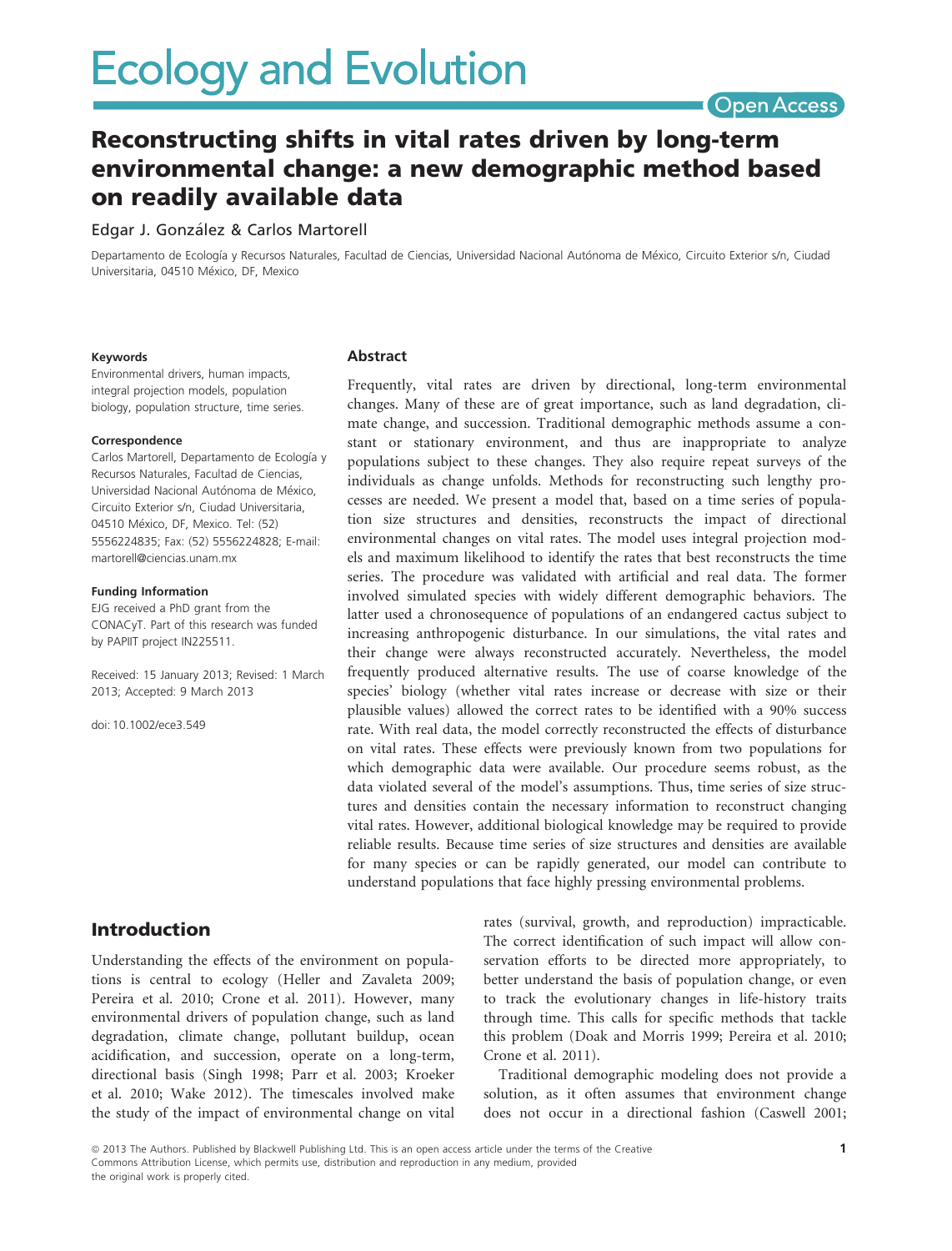# Reconstructing shifts in vital rates driven by long-term environmental change: a new demographic method based on readily available data

Edgar J. González & Carlos Martorell

Departamento de Ecología y Recursos Naturales, Facultad de Ciencias, Universidad Nacional Autónoma de México, Circuito Exterior s/n, Ciudad Universitaria, 04510 México, DF, Mexico

#### Keywords

Environmental drivers, human impacts, integral projection models, population biology, population structure, time series.

#### Correspondence

Carlos Martorell, Departamento de Ecología y Recursos Naturales, Facultad de Ciencias, Universidad Nacional Autónoma de México, Circuito Exterior s/n, Ciudad Universitaria, 04510 México, DF, Mexico. Tel: (52) 5556224835; Fax: (52) 5556224828; E-mail: martorell@ciencias.unam.mx

#### Funding Information

EJG received a PhD grant from the CONACyT. Part of this research was funded by PAPIIT project IN225511.

Received: 15 January 2013; Revised: 1 March 2013; Accepted: 9 March 2013

doi: 10.1002/ece3.549

## Abstract

Frequently, vital rates are driven by directional, long-term environmental changes. Many of these are of great importance, such as land degradation, climate change, and succession. Traditional demographic methods assume a constant or stationary environment, and thus are inappropriate to analyze populations subject to these changes. They also require repeat surveys of the individuals as change unfolds. Methods for reconstructing such lengthy processes are needed. We present a model that, based on a time series of population size structures and densities, reconstructs the impact of directional environmental changes on vital rates. The model uses integral projection models and maximum likelihood to identify the rates that best reconstructs the time series. The procedure was validated with artificial and real data. The former involved simulated species with widely different demographic behaviors. The latter used a chronosequence of populations of an endangered cactus subject to increasing anthropogenic disturbance. In our simulations, the vital rates and their change were always reconstructed accurately. Nevertheless, the model frequently produced alternative results. The use of coarse knowledge of the species' biology (whether vital rates increase or decrease with size or their plausible values) allowed the correct rates to be identified with a 90% success rate. With real data, the model correctly reconstructed the effects of disturbance on vital rates. These effects were previously known from two populations for which demographic data were available. Our procedure seems robust, as the data violated several of the model's assumptions. Thus, time series of size structures and densities contain the necessary information to reconstruct changing vital rates. However, additional biological knowledge may be required to provide reliable results. Because time series of size structures and densities are available for many species or can be rapidly generated, our model can contribute to understand populations that face highly pressing environmental problems.

## Introduction

Understanding the effects of the environment on populations is central to ecology (Heller and Zavaleta 2009; Pereira et al. 2010; Crone et al. 2011). However, many environmental drivers of population change, such as land degradation, climate change, pollutant buildup, ocean acidification, and succession, operate on a long-term, directional basis (Singh 1998; Parr et al. 2003; Kroeker et al. 2010; Wake 2012). The timescales involved make the study of the impact of environmental change on vital rates (survival, growth, and reproduction) impracticable. The correct identification of such impact will allow conservation efforts to be directed more appropriately, to better understand the basis of population change, or even to track the evolutionary changes in life-history traits through time. This calls for specific methods that tackle this problem (Doak and Morris 1999; Pereira et al. 2010; Crone et al. 2011).

Traditional demographic modeling does not provide a solution, as it often assumes that environment change does not occur in a directional fashion (Caswell 2001;

© 2013 The Authors. Published by Blackwell Publishing Ltd. This is an open access article under the terms of the Creative Commons Attribution License, which permits use, distribution and reproduction in any medium, provided the original work is properly cited.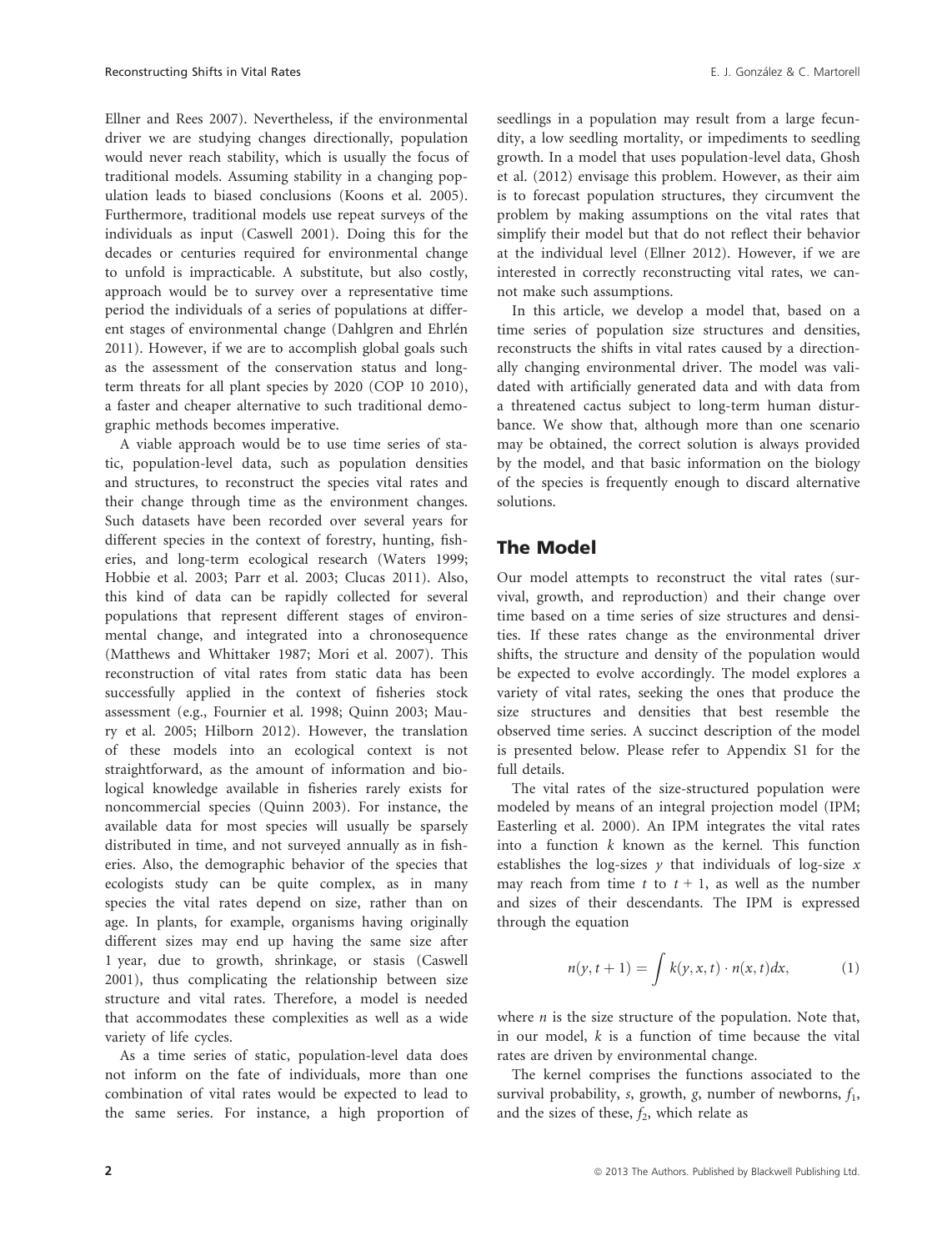Ellner and Rees 2007). Nevertheless, if the environmental driver we are studying changes directionally, population would never reach stability, which is usually the focus of traditional models. Assuming stability in a changing population leads to biased conclusions (Koons et al. 2005). Furthermore, traditional models use repeat surveys of the individuals as input (Caswell 2001). Doing this for the decades or centuries required for environmental change to unfold is impracticable. A substitute, but also costly, approach would be to survey over a representative time period the individuals of a series of populations at different stages of environmental change (Dahlgren and Ehrlén 2011). However, if we are to accomplish global goals such as the assessment of the conservation status and long-term threats for all plant species by 2020 (COP 10 2010), a faster and cheaper alternative to such traditional demographic methods becomes imperative.

A viable approach would be to use time series of static, population-level data, such as population densities and structures, to reconstruct the species vital rates and their change through time as the environment changes. Such datasets have been recorded over several years for different species in the context of forestry, hunting, fisheries, and long-term ecological research (Waters 1999; Hobbie et al. 2003; Parr et al. 2003; Clucas 2011). Also, this kind of data can be rapidly collected for several populations that represent different stages of environmental change, and integrated into a chronosequence (Matthews and Whittaker 1987; Mori et al. 2007). This reconstruction of vital rates from static data has been successfully applied in the context of fisheries stock assessment (e.g., Fournier et al. 1998; Quinn 2003; Maury et al. 2005; Hilborn 2012). However, the translation of these models into an ecological context is not straightforward, as the amount of information and biological knowledge available in fisheries rarely exists for noncommercial species (Quinn 2003). For instance, the available data for most species will usually be sparsely distributed in time, and not surveyed annually as in fisheries. Also, the demographic behavior of the species that ecologists study can be quite complex, as in many species the vital rates depend on size, rather than on age. In plants, for example, organisms having originally different sizes may end up having the same size after 1 year, due to growth, shrinkage, or stasis (Caswell 2001), thus complicating the relationship between size structure and vital rates. Therefore, a model is needed that accommodates these complexities as well as a wide variety of life cycles.

As a time series of static, population-level data does not inform on the fate of individuals, more than one combination of vital rates would be expected to lead to the same series. For instance, a high proportion of seedlings in a population may result from a large fecundity, a low seedling mortality, or impediments to seedling growth. In a model that uses population-level data, Ghosh et al. (2012) envisage this problem. However, as their aim is to forecast population structures, they circumvent the problem by making assumptions on the vital rates that simplify their model but that do not reflect their behavior at the individual level (Ellner 2012). However, if we are interested in correctly reconstructing vital rates, we cannot make such assumptions.

In this article, we develop a model that, based on a time series of population size structures and densities, reconstructs the shifts in vital rates caused by a directionally changing environmental driver. The model was validated with artificially generated data and with data from a threatened cactus subject to long-term human disturbance. We show that, although more than one scenario may be obtained, the correct solution is always provided by the model, and that basic information on the biology of the species is frequently enough to discard alternative solutions.

## The Model

Our model attempts to reconstruct the vital rates (survival, growth, and reproduction) and their change over time based on a time series of size structures and densities. If these rates change as the environmental driver shifts, the structure and density of the population would be expected to evolve accordingly. The model explores a variety of vital rates, seeking the ones that produce the size structures and densities that best resemble the observed time series. A succinct description of the model is presented below. Please refer to Appendix S1 for the full details.

The vital rates of the size-structured population were modeled by means of an integral projection model (IPM; Easterling et al. 2000). An IPM integrates the vital rates into a function $k$ known as the kernel. This function establishes the log-sizes $y$ that individuals of log-size $x$ may reach from time $t$ to $t + 1$, as well as the number and sizes of their descendants. The IPM is expressed through the equation

$$n(y, t + 1) = \int k(y, x, t) \cdot n(x, t)dx, \tag{1}$$

where $n$ is the size structure of the population. Note that, in our model, $k$ is a function of time because the vital rates are driven by environmental change.

The kernel comprises the functions associated to the survival probability, $s$, growth, $g$, number of newborns, $f_1$, and the sizes of these, $f_2$, which relate as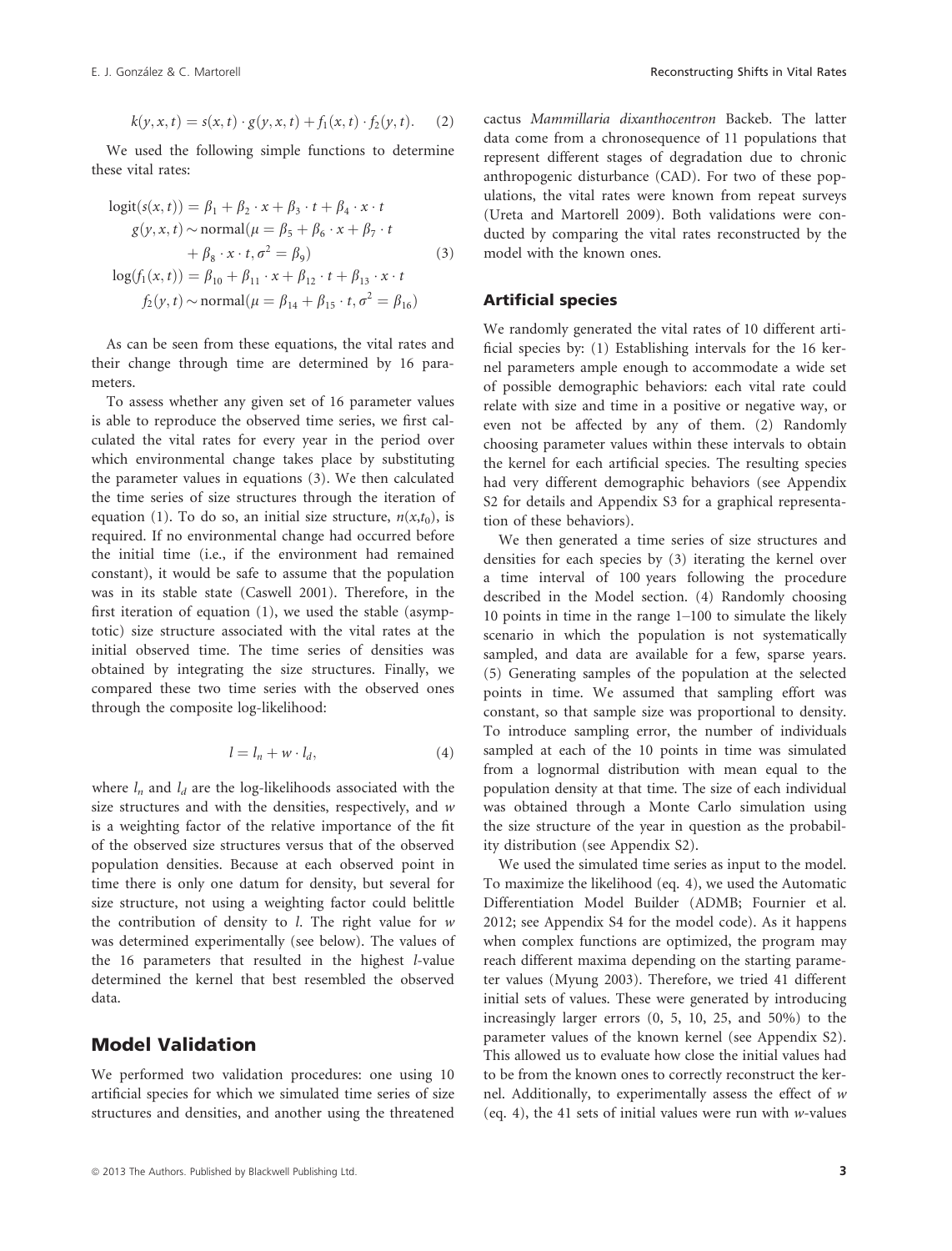$$k(y,x,t) = s(x,t) \cdot g(y,x,t) + f_1(x,t) \cdot f_2(y,t). \quad (2)$$

We used the following simple functions to determine these vital rates:

$$\begin{aligned}
\text{logit}(s(x,t)) &= \beta_1 + \beta_2 \cdot x + \beta_3 \cdot t + \beta_4 \cdot x \cdot t \\
g(y,x,t) &\sim \text{normal}(\mu = \beta_5 + \beta_6 \cdot x + \beta_7 \cdot t \\
&\quad + \beta_8 \cdot x \cdot t, \sigma^2 = \beta_9) \\
\log(f_1(x,t)) &= \beta_{10} + \beta_{11} \cdot x + \beta_{12} \cdot t + \beta_{13} \cdot x \cdot t \\
f_2(y,t) &\sim \text{normal}(\mu = \beta_{14} + \beta_{15} \cdot t, \sigma^2 = \beta_{16})
\end{aligned} \quad (3)$$

As can be seen from these equations, the vital rates and their change through time are determined by 16 parameters.

To assess whether any given set of 16 parameter values is able to reproduce the observed time series, we first calculated the vital rates for every year in the period over which environmental change takes place by substituting the parameter values in equations (3). We then calculated the time series of size structures through the iteration of equation (1). To do so, an initial size structure, $n(x,t_0)$, is required. If no environmental change had occurred before the initial time (i.e., if the environment had remained constant), it would be safe to assume that the population was in its stable state (Caswell 2001). Therefore, in the first iteration of equation (1), we used the stable (asymptotic) size structure associated with the vital rates at the initial observed time. The time series of densities was obtained by integrating the size structures. Finally, we compared these two time series with the observed ones through the composite log-likelihood:

$$l = l_n + w \cdot l_d, \quad (4)$$

where $l_n$ and $l_d$ are the log-likelihoods associated with the size structures and with the densities, respectively, and $w$ is a weighting factor of the relative importance of the fit of the observed size structures versus that of the observed population densities. Because at each observed point in time there is only one datum for density, but several for size structure, not using a weighting factor could belittle the contribution of density to $l$. The right value for $w$ was determined experimentally (see below). The values of the 16 parameters that resulted in the highest $l$-value determined the kernel that best resembled the observed data.

## Model Validation

We performed two validation procedures: one using 10 artificial species for which we simulated time series of size structures and densities, and another using the threatened cactus *Mammillaria dixanthocentron* Backeb. The latter data come from a chronosequence of 11 populations that represent different stages of degradation due to chronic anthropogenic disturbance (CAD). For two of these populations, the vital rates were known from repeat surveys (Ureta and Martorell 2009). Both validations were conducted by comparing the vital rates reconstructed by the model with the known ones.

### Artificial species

We randomly generated the vital rates of 10 different artificial species by: (1) Establishing intervals for the 16 kernel parameters ample enough to accommodate a wide set of possible demographic behaviors: each vital rate could relate with size and time in a positive or negative way, or even not be affected by any of them. (2) Randomly choosing parameter values within these intervals to obtain the kernel for each artificial species. The resulting species had very different demographic behaviors (see Appendix S2 for details and Appendix S3 for a graphical representation of these behaviors).

We then generated a time series of size structures and densities for each species by (3) iterating the kernel over a time interval of 100 years following the procedure described in the Model section. (4) Randomly choosing 10 points in time in the range 1–100 to simulate the likely scenario in which the population is not systematically sampled, and data are available for a few, sparse years. (5) Generating samples of the population at the selected points in time. We assumed that sampling effort was constant, so that sample size was proportional to density. To introduce sampling error, the number of individuals sampled at each of the 10 points in time was simulated from a lognormal distribution with mean equal to the population density at that time. The size of each individual was obtained through a Monte Carlo simulation using the size structure of the year in question as the probability distribution (see Appendix S2).

We used the simulated time series as input to the model. To maximize the likelihood (eq. 4), we used the Automatic Differentiation Model Builder (ADMB; Fournier et al. 2012; see Appendix S4 for the model code). As it happens when complex functions are optimized, the program may reach different maxima depending on the starting parameter values (Myung 2003). Therefore, we tried 41 different initial sets of values. These were generated by introducing increasingly larger errors (0, 5, 10, 25, and 50%) to the parameter values of the known kernel (see Appendix S2). This allowed us to evaluate how close the initial values had to be from the known ones to correctly reconstruct the kernel. Additionally, to experimentally assess the effect of $w$ (eq. 4), the 41 sets of initial values were run with $w$-values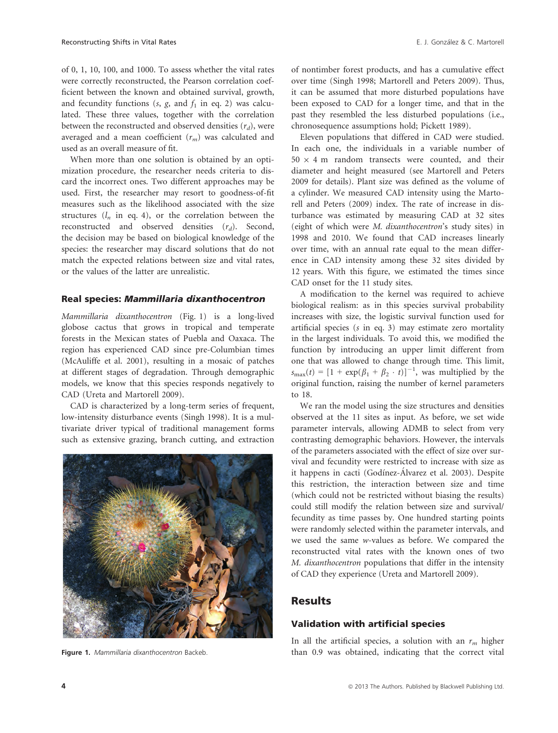of 0, 1, 10, 100, and 1000. To assess whether the vital rates were correctly reconstructed, the Pearson correlation coefficient between the known and obtained survival, growth, and fecundity functions ($s$, $g$, and $f_1$ in eq. 2) was calculated. These three values, together with the correlation between the reconstructed and observed densities ($r_d$), were averaged and a mean coefficient ($r_m$) was calculated and used as an overall measure of fit.

When more than one solution is obtained by an optimization procedure, the researcher needs criteria to discard the incorrect ones. Two different approaches may be used. First, the researcher may resort to goodness-of-fit measures such as the likelihood associated with the size structures ($l_n$ in eq. 4), or the correlation between the reconstructed and observed densities ($r_d$). Second, the decision may be based on biological knowledge of the species: the researcher may discard solutions that do not match the expected relations between size and vital rates, or the values of the latter are unrealistic.

### Real species: *Mammillaria dixanthocentron*

*Mammillaria dixanthocentron* (Fig. 1) is a long-lived globose cactus that grows in tropical and temperate forests in the Mexican states of Puebla and Oaxaca. The region has experienced CAD since pre-Columbian times (McAuliffe et al. 2001), resulting in a mosaic of patches at different stages of degradation. Through demographic models, we know that this species responds negatively to CAD (Ureta and Martorell 2009).

CAD is characterized by a long-term series of frequent, low-intensity disturbance events (Singh 1998). It is a multivariate driver typical of traditional management forms such as extensive grazing, branch cutting, and extraction of nontimber forest products, and has a cumulative effect over time (Singh 1998; Martorell and Peters 2009). Thus, it can be assumed that more disturbed populations have been exposed to CAD for a longer time, and that in the past they resembled the less disturbed populations (i.e., chronosequence assumptions hold; Pickett 1989).

Figure 1. *Mammillaria dixanthocentron* Backeb.

Eleven populations that differed in CAD were studied. In each one, the individuals in a variable number of 50 × 4 m random transects were counted, and their diameter and height measured (see Martorell and Peters 2009 for details). Plant size was defined as the volume of a cylinder. We measured CAD intensity using the Martorell and Peters (2009) index. The rate of increase in disturbance was estimated by measuring CAD at 32 sites (eight of which were *M. dixanthocentron*'s study sites) in 1998 and 2010. We found that CAD increases linearly over time, with an annual rate equal to the mean difference in CAD intensity among these 32 sites divided by 12 years. With this figure, we estimated the times since CAD onset for the 11 study sites.

A modification to the kernel was required to achieve biological realism: as in this species survival probability increases with size, the logistic survival function used for artificial species ($s$ in eq. 3) may estimate zero mortality in the largest individuals. To avoid this, we modified the function by introducing an upper limit different from one that was allowed to change through time. This limit, $s_{\max}(t) = [1 + \exp(\beta_1 + \beta_2 \cdot t)]^{-1}$, was multiplied by the original function, raising the number of kernel parameters to 18.

We ran the model using the size structures and densities observed at the 11 sites as input. As before, we set wide parameter intervals, allowing ADMB to select from very contrasting demographic behaviors. However, the intervals of the parameters associated with the effect of size over survival and fecundity were restricted to increase with size as it happens in cacti (Godínez-Álvarez et al. 2003). Despite this restriction, the interaction between size and time (which could not be restricted without biasing the results) could still modify the relation between size and survival/fecundity as time passes by. One hundred starting points were randomly selected within the parameter intervals, and we used the same $w$-values as before. We compared the reconstructed vital rates with the known ones of two *M. dixanthocentron* populations that differ in the intensity of CAD they experience (Ureta and Martorell 2009).

## Results

### Validation with artificial species

In all the artificial species, a solution with an $r_m$ higher than 0.9 was obtained, indicating that the correct vital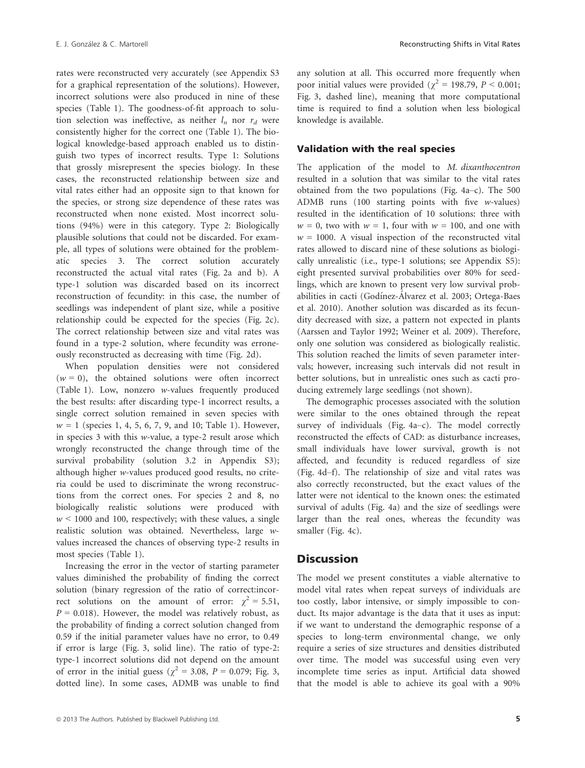rates were reconstructed very accurately (see Appendix S3 for a graphical representation of the solutions). However, incorrect solutions were also produced in nine of these species (Table 1). The goodness-of-fit approach to solution selection was ineffective, as neither $l_n$ nor $r_d$ were consistently higher for the correct one (Table 1). The biological knowledge-based approach enabled us to distinguish two types of incorrect results. Type 1: Solutions that grossly misrepresent the species biology. In these cases, the reconstructed relationship between size and vital rates either had an opposite sign to that known for the species, or strong size dependence of these rates was reconstructed when none existed. Most incorrect solutions (94%) were in this category. Type 2: Biologically plausible solutions that could not be discarded. For example, all types of solutions were obtained for the problematic species 3. The correct solution accurately reconstructed the actual vital rates (Fig. 2a and b). A type-1 solution was discarded based on its incorrect reconstruction of fecundity: in this case, the number of seedlings was independent of plant size, while a positive relationship could be expected for the species (Fig. 2c). The correct relationship between size and vital rates was found in a type-2 solution, where fecundity was erroneously reconstructed as decreasing with time (Fig. 2d).

When population densities were not considered ($w = 0$), the obtained solutions were often incorrect (Table 1). Low, nonzero $w$-values frequently produced the best results: after discarding type-1 incorrect results, a single correct solution remained in seven species with $w = 1$ (species 1, 4, 5, 6, 7, 9, and 10; Table 1). However, in species 3 with this $w$-value, a type-2 result arose which wrongly reconstructed the change through time of the survival probability (solution 3.2 in Appendix S3); although higher $w$-values produced good results, no criteria could be used to discriminate the wrong reconstructions from the correct ones. For species 2 and 8, no biologically realistic solutions were produced with $w < 1000$ and 100, respectively; with these values, a single realistic solution was obtained. Nevertheless, large $w$-values increased the chances of observing type-2 results in most species (Table 1).

Increasing the error in the vector of starting parameter values diminished the probability of finding the correct solution (binary regression of the ratio of correct:incorrect solutions on the amount of error: $\chi^2 = 5.51$, $P = 0.018$). However, the model was relatively robust, as the probability of finding a correct solution changed from 0.59 if the initial parameter values have no error, to 0.49 if error is large (Fig. 3, solid line). The ratio of type-2: type-1 incorrect solutions did not depend on the amount of error in the initial guess ($\chi^2 = 3.08$, $P = 0.079$; Fig. 3, dotted line). In some cases, ADMB was unable to find any solution at all. This occurred more frequently when poor initial values were provided ($\chi^2 = 198.79$, $P < 0.001$; Fig. 3, dashed line), meaning that more computational time is required to find a solution when less biological knowledge is available.

### Validation with the real species

The application of the model to *M. dixanthocentron* resulted in a solution that was similar to the vital rates obtained from the two populations (Fig. 4a–c). The 500 ADMB runs (100 starting points with five $w$-values) resulted in the identification of 10 solutions: three with $w = 0$, two with $w = 1$, four with $w = 100$, and one with $w = 1000$. A visual inspection of the reconstructed vital rates allowed to discard nine of these solutions as biologically unrealistic (i.e., type-1 solutions; see Appendix S5): eight presented survival probabilities over 80% for seedlings, which are known to present very low survival probabilities in cacti (Godínez-Álvarez et al. 2003; Ortega-Baes et al. 2010). Another solution was discarded as its fecundity decreased with size, a pattern not expected in plants (Aarssen and Taylor 1992; Weiner et al. 2009). Therefore, only one solution was considered as biologically realistic. This solution reached the limits of seven parameter intervals; however, increasing such intervals did not result in better solutions, but in unrealistic ones such as cacti producing extremely large seedlings (not shown).

The demographic processes associated with the solution were similar to the ones obtained through the repeat survey of individuals (Fig. 4a–c). The model correctly reconstructed the effects of CAD: as disturbance increases, small individuals have lower survival, growth is not affected, and fecundity is reduced regardless of size (Fig. 4d–f). The relationship of size and vital rates was also correctly reconstructed, but the exact values of the latter were not identical to the known ones: the estimated survival of adults (Fig. 4a) and the size of seedlings were larger than the real ones, whereas the fecundity was smaller (Fig. 4c).

## Discussion

The model we present constitutes a viable alternative to model vital rates when repeat surveys of individuals are too costly, labor intensive, or simply impossible to conduct. Its major advantage is the data that it uses as input: if we want to understand the demographic response of a species to long-term environmental change, we only require a series of size structures and densities distributed over time. The model was successful using even very incomplete time series as input. Artificial data showed that the model is able to achieve its goal with a 90%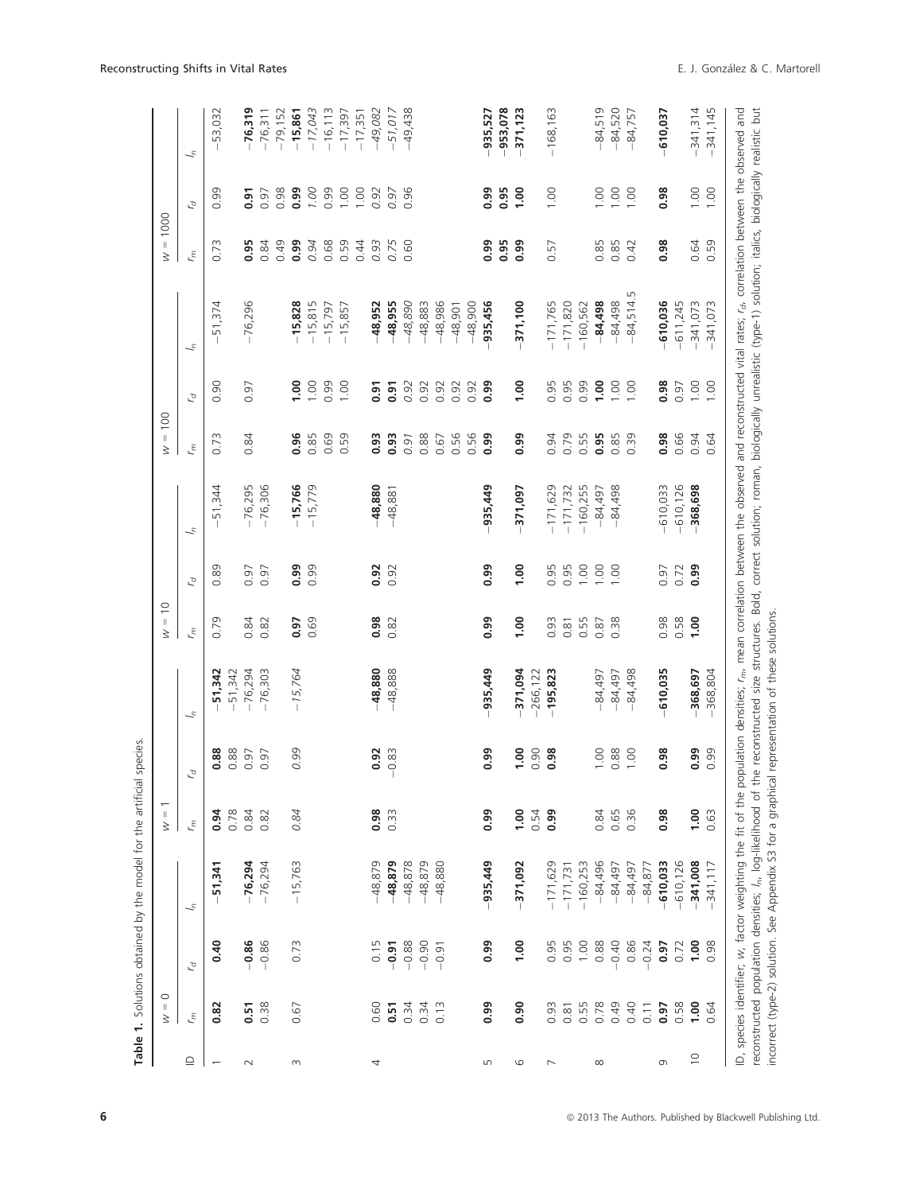**Table 1.** Solutions obtained by the model for the artificial species.

| ID | $w = 0$ | | | $w = 1$ | | | $w = 10$ | | | $w = 100$ | | | $w = 1000$ | | |
|---|---|---|---|---|---|---|---|---|---|---|---|---|---|---|---|
| | $r_m$ | $r_d$ | $l_n$ | $r_m$ | $r_d$ | $l_n$ | $r_m$ | $r_d$ | $l_n$ | $r_m$ | $r_d$ | $l_n$ | $r_m$ | $r_d$ | $l_n$ |
| 1 | **0.82** | **0.40** | **−51,341** | **0.94** | **0.88** | **−51,342** | 0.79 | 0.89 | −51,344 | 0.73 | 0.90 | −51,374 | 0.73 | 0.99 | −53,032 |
| | | | | 0.78 | 0.88 | −51,342 | | | | | | | | | |
| 2 | **0.51** | **−0.86** | **−76,294** | 0.84 | 0.97 | −76,294 | 0.84 | 0.97 | −76,295 | 0.84 | 0.97 | −76,296 | **0.95** | **0.91** | **−76,319** |
| | 0.38 | −0.86 | −76,294 | 0.82 | 0.97 | −76,303 | 0.82 | 0.97 | −76,306 | | | | 0.84 | 0.97 | −76,311 |
| | | | | | | | | | | | | | 0.49 | 0.98 | −79,152 |
| 3 | 0.67 | 0.73 | −15,763 | *0.84* | *0.99* | *−15,764* | **0.97** | **0.99** | **−15,766** | **0.96** | **1.00** | **−15,828** | **0.99** | **0.99** | **−15,861** |
| | | | | | | | 0.69 | 0.99 | −15,779 | 0.85 | 1.00 | −15,815 | *0.94* | *1.00* | *−17,043* |
| | | | | | | | | | | 0.69 | 0.99 | −15,797 | 0.68 | 0.99 | −16,113 |
| | | | | | | | | | | 0.59 | 1.00 | −15,857 | 0.59 | 1.00 | −17,397 |
| | | | | | | | | | | | | | 0.44 | 1.00 | −17,351 |
| 4 | 0.60 | 0.15 | −48,879 | **0.98** | **0.92** | **−48,880** | **0.98** | **0.92** | **−48,880** | **0.93** | **0.91** | **−48,952** | *0.93* | *0.92* | *−49,082* |
| | **0.51** | **−0.91** | **−48,879** | 0.33 | −0.83 | −48,888 | 0.82 | 0.92 | −48,881 | **0.93** | **0.91** | **−48,955** | *0.75* | *0.97* | *−51,017* |
| | 0.34 | −0.88 | −48,878 | | | | | | | *0.91* | *0.92* | *−48,890* | 0.60 | 0.96 | −49,438 |
| | 0.34 | −0.90 | −48,879 | | | | | | | 0.88 | 0.92 | −48,883 | | | |
| | 0.13 | −0.91 | −48,880 | | | | | | | 0.67 | 0.92 | −48,986 | | | |
| | | | | | | | | | | 0.56 | 0.92 | −48,901 | | | |
| | | | | | | | | | | 0.56 | 0.92 | −48,900 | | | |
| 5 | **0.99** | **0.99** | **−935,449** | **0.99** | **0.99** | **−935,449** | **0.99** | **0.99** | **−935,449** | **0.99** | **0.99** | **−935,456** | **0.99** | **0.99** | **−935,527** |
| | | | | | | | | | | | | | **0.95** | **0.95** | **−953,078** |
| 6 | **0.90** | **1.00** | **−371,092** | **1.00** | **1.00** | **−371,094** | **1.00** | **1.00** | **−371,097** | **0.99** | **1.00** | **−371,100** | **0.99** | **1.00** | **−371,123** |
| | | | | 0.54 | 0.90 | −266,122 | | | | | | | | | |
| | | | | **0.99** | **0.98** | **−195,823** | | | | | | | | | |
| 7 | 0.93 | 0.95 | −171,629 | | | | 0.93 | 0.95 | −171,629 | 0.94 | 0.95 | −171,765 | 0.57 | 1.00 | −168,163 |
| | 0.81 | 0.95 | −171,731 | | | | 0.81 | 0.95 | −171,732 | 0.79 | 0.95 | −171,820 | | | |
| | 0.55 | 1.00 | −160,253 | | | | 0.55 | 1.00 | −160,255 | 0.55 | 0.99 | −160,562 | | | |
| 8 | 0.78 | 0.88 | −84,496 | 0.84 | 1.00 | −84,497 | 0.87 | 1.00 | −84,497 | **0.95** | **1.00** | **−84,498** | 0.85 | 1.00 | −84,519 |
| | 0.49 | −0.40 | −84,497 | 0.65 | 0.88 | −84,497 | 0.38 | 1.00 | −84,498 | 0.85 | 1.00 | −84,498 | 0.85 | 1.00 | −84,520 |
| | 0.40 | 0.86 | −84,497 | 0.36 | 1.00 | −84,498 | | | | 0.39 | 1.00 | −84,514.5 | 0.42 | 1.00 | −84,757 |
| | 0.11 | −0.24 | −84,877 | | | | | | | | | | | | |
| 9 | **0.97** | **0.97** | **−610,033** | **0.98** | **0.98** | **−610,035** | 0.98 | 0.97 | −610,033 | **0.98** | **0.98** | **−610,036** | **0.98** | **0.98** | **−610,037** |
| | 0.58 | 0.72 | −610,126 | | | | 0.58 | 0.72 | −610,126 | 0.66 | 0.97 | −611,245 | | | |
| 10 | **1.00** | **1.00** | **−341,008** | **1.00** | **0.99** | **−368,697** | **1.00** | **0.99** | **−368,698** | 0.94 | 1.00 | −341,073 | 0.64 | 1.00 | −341,314 |
| | 0.64 | 0.98 | −341,117 | 0.63 | 0.99 | −368,804 | | | | 0.64 | 1.00 | −341,073 | 0.59 | 1.00 | −341,145 |

ID, species identifier; $w$, factor weighting the fit of the population densities; $r_m$, mean correlation between the observed and reconstructed vital rates; $r_d$, correlation between the observed and reconstructed population densities; $l_n$, log-likelihood of the reconstructed size structures. Bold, correct solution; roman, biologically unrealistic (type-1) solution; italics, biologically realistic but incorrect (type-2) solution. See Appendix S3 for a graphical representation of these solutions.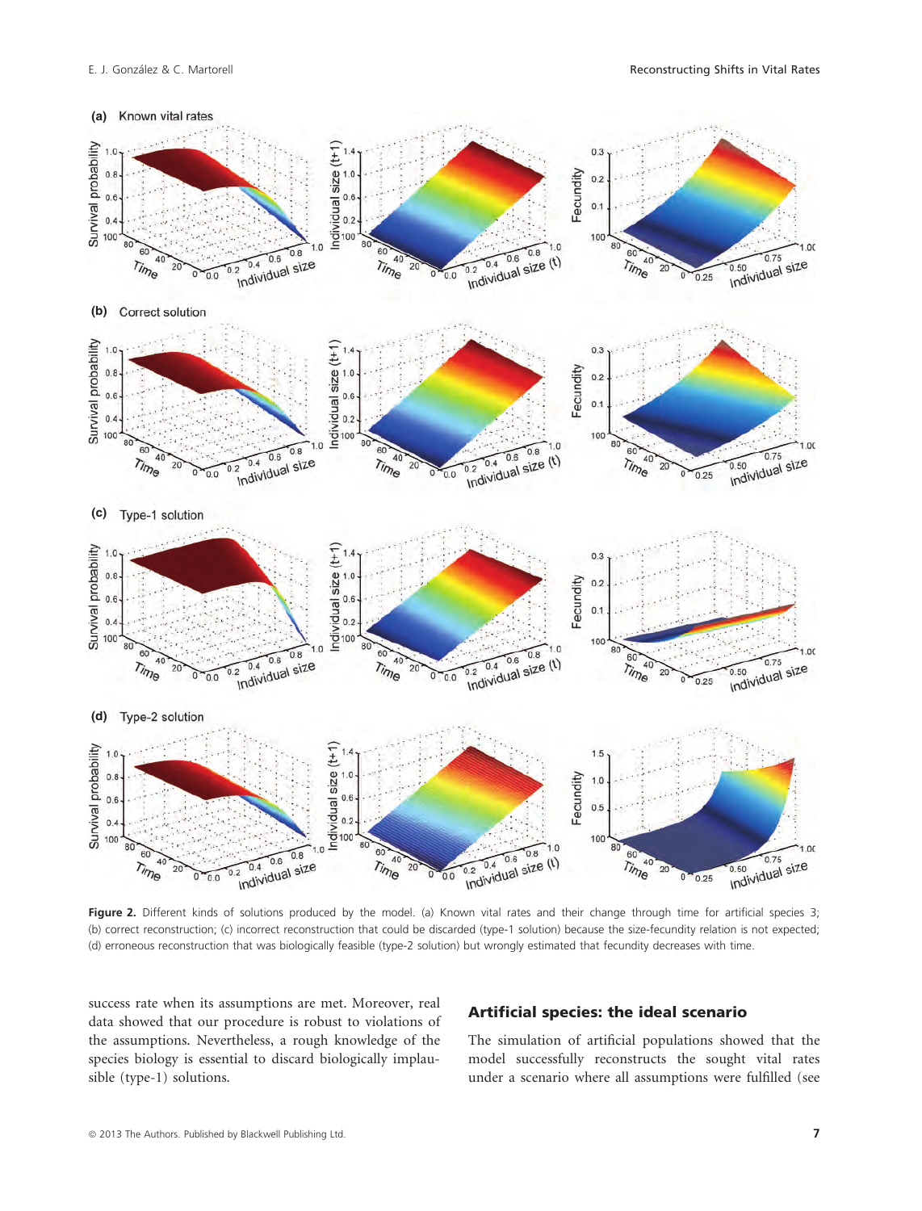**Figure 2.** Different kinds of solutions produced by the model. (a) Known vital rates and their change through time for artificial species 3; (b) correct reconstruction; (c) incorrect reconstruction that could be discarded (type-1 solution) because the size-fecundity relation is not expected; (d) erroneous reconstruction that was biologically feasible (type-2 solution) but wrongly estimated that fecundity decreases with time.

success rate when its assumptions are met. Moreover, real data showed that our procedure is robust to violations of the assumptions. Nevertheless, a rough knowledge of the species biology is essential to discard biologically implausible (type-1) solutions.

## Artificial species: the ideal scenario

The simulation of artificial populations showed that the model successfully reconstructs the sought vital rates under a scenario where all assumptions were fulfilled (see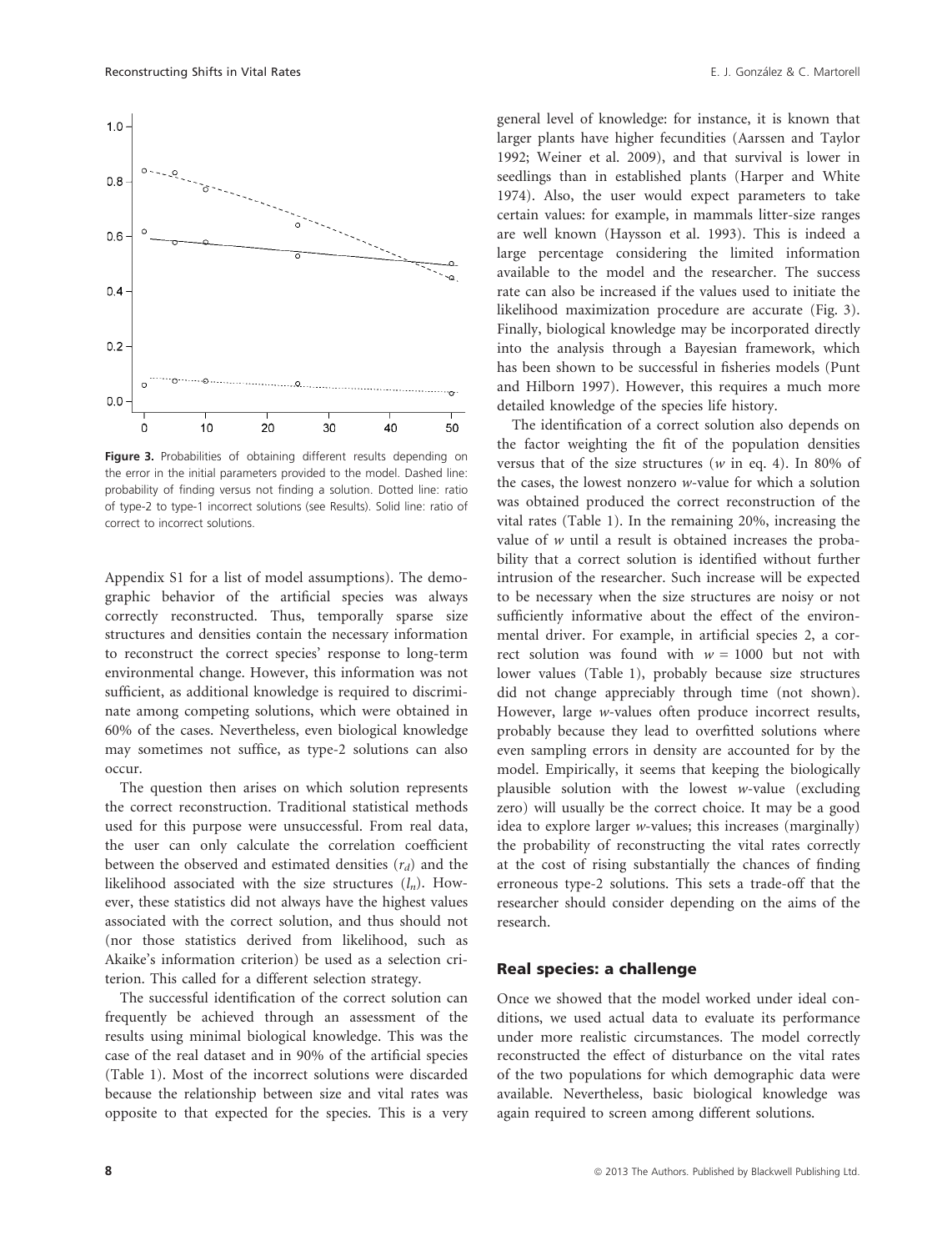Figure 3. Probabilities of obtaining different results depending on the error in the initial parameters provided to the model. Dashed line: probability of finding versus not finding a solution. Dotted line: ratio of type-2 to type-1 incorrect solutions (see Results). Solid line: ratio of correct to incorrect solutions.

Appendix S1 for a list of model assumptions). The demographic behavior of the artificial species was always correctly reconstructed. Thus, temporally sparse size structures and densities contain the necessary information to reconstruct the correct species' response to long-term environmental change. However, this information was not sufficient, as additional knowledge is required to discriminate among competing solutions, which were obtained in 60% of the cases. Nevertheless, even biological knowledge may sometimes not suffice, as type-2 solutions can also occur.

The question then arises on which solution represents the correct reconstruction. Traditional statistical methods used for this purpose were unsuccessful. From real data, the user can only calculate the correlation coefficient between the observed and estimated densities ($r_d$) and the likelihood associated with the size structures ($l_n$). However, these statistics did not always have the highest values associated with the correct solution, and thus should not (nor those statistics derived from likelihood, such as Akaike's information criterion) be used as a selection criterion. This called for a different selection strategy.

The successful identification of the correct solution can frequently be achieved through an assessment of the results using minimal biological knowledge. This was the case of the real dataset and in 90% of the artificial species (Table 1). Most of the incorrect solutions were discarded because the relationship between size and vital rates was opposite to that expected for the species. This is a very general level of knowledge: for instance, it is known that larger plants have higher fecundities (Aarssen and Taylor 1992; Weiner et al. 2009), and that survival is lower in seedlings than in established plants (Harper and White 1974). Also, the user would expect parameters to take certain values: for example, in mammals litter-size ranges are well known (Haysson et al. 1993). This is indeed a large percentage considering the limited information available to the model and the researcher. The success rate can also be increased if the values used to initiate the likelihood maximization procedure are accurate (Fig. 3). Finally, biological knowledge may be incorporated directly into the analysis through a Bayesian framework, which has been shown to be successful in fisheries models (Punt and Hilborn 1997). However, this requires a much more detailed knowledge of the species life history.

The identification of a correct solution also depends on the factor weighting the fit of the population densities versus that of the size structures ($w$ in eq. 4). In 80% of the cases, the lowest nonzero $w$-value for which a solution was obtained produced the correct reconstruction of the vital rates (Table 1). In the remaining 20%, increasing the value of $w$ until a result is obtained increases the probability that a correct solution is identified without further intrusion of the researcher. Such increase will be expected to be necessary when the size structures are noisy or not sufficiently informative about the effect of the environmental driver. For example, in artificial species 2, a correct solution was found with $w = 1000$ but not with lower values (Table 1), probably because size structures did not change appreciably through time (not shown). However, large $w$-values often produce incorrect results, probably because they lead to overfitted solutions where even sampling errors in density are accounted for by the model. Empirically, it seems that keeping the biologically plausible solution with the lowest $w$-value (excluding zero) will usually be the correct choice. It may be a good idea to explore larger $w$-values; this increases (marginally) the probability of reconstructing the vital rates correctly at the cost of rising substantially the chances of finding erroneous type-2 solutions. This sets a trade-off that the researcher should consider depending on the aims of the research.

### Real species: a challenge

Once we showed that the model worked under ideal conditions, we used actual data to evaluate its performance under more realistic circumstances. The model correctly reconstructed the effect of disturbance on the vital rates of the two populations for which demographic data were available. Nevertheless, basic biological knowledge was again required to screen among different solutions.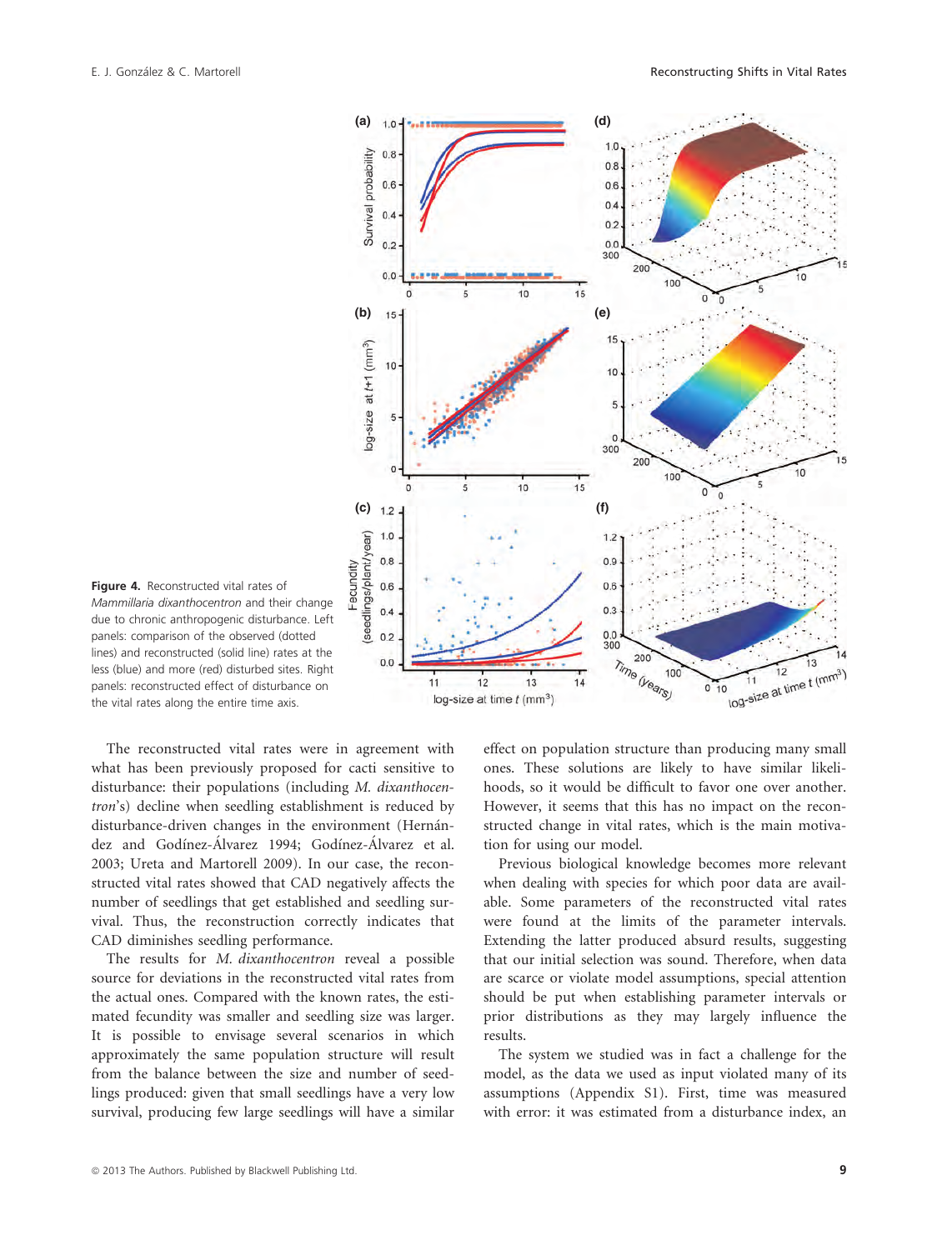Figure 4. Reconstructed vital rates of *Mammillaria dixanthocentron* and their change due to chronic anthropogenic disturbance. Left panels: comparison of the observed (dotted lines) and reconstructed (solid line) rates at the less (blue) and more (red) disturbed sites. Right panels: reconstructed effect of disturbance on the vital rates along the entire time axis.

The reconstructed vital rates were in agreement with what has been previously proposed for cacti sensitive to disturbance: their populations (including *M. dixanthocentron*'s) decline when seedling establishment is reduced by disturbance-driven changes in the environment (Hernández and Godínez-Álvarez 1994; Godínez-Álvarez et al. 2003; Ureta and Martorell 2009). In our case, the reconstructed vital rates showed that CAD negatively affects the number of seedlings that get established and seedling survival. Thus, the reconstruction correctly indicates that CAD diminishes seedling performance.

The results for *M. dixanthocentron* reveal a possible source for deviations in the reconstructed vital rates from the actual ones. Compared with the known rates, the estimated fecundity was smaller and seedling size was larger. It is possible to envisage several scenarios in which approximately the same population structure will result from the balance between the size and number of seedlings produced: given that small seedlings have a very low survival, producing few large seedlings will have a similar effect on population structure than producing many small ones. These solutions are likely to have similar likelihoods, so it would be difficult to favor one over another. However, it seems that this has no impact on the reconstructed change in vital rates, which is the main motivation for using our model.

Previous biological knowledge becomes more relevant when dealing with species for which poor data are available. Some parameters of the reconstructed vital rates were found at the limits of the parameter intervals. Extending the latter produced absurd results, suggesting that our initial selection was sound. Therefore, when data are scarce or violate model assumptions, special attention should be put when establishing parameter intervals or prior distributions as they may largely influence the results.

The system we studied was in fact a challenge for the model, as the data we used as input violated many of its assumptions (Appendix S1). First, time was measured with error: it was estimated from a disturbance index, an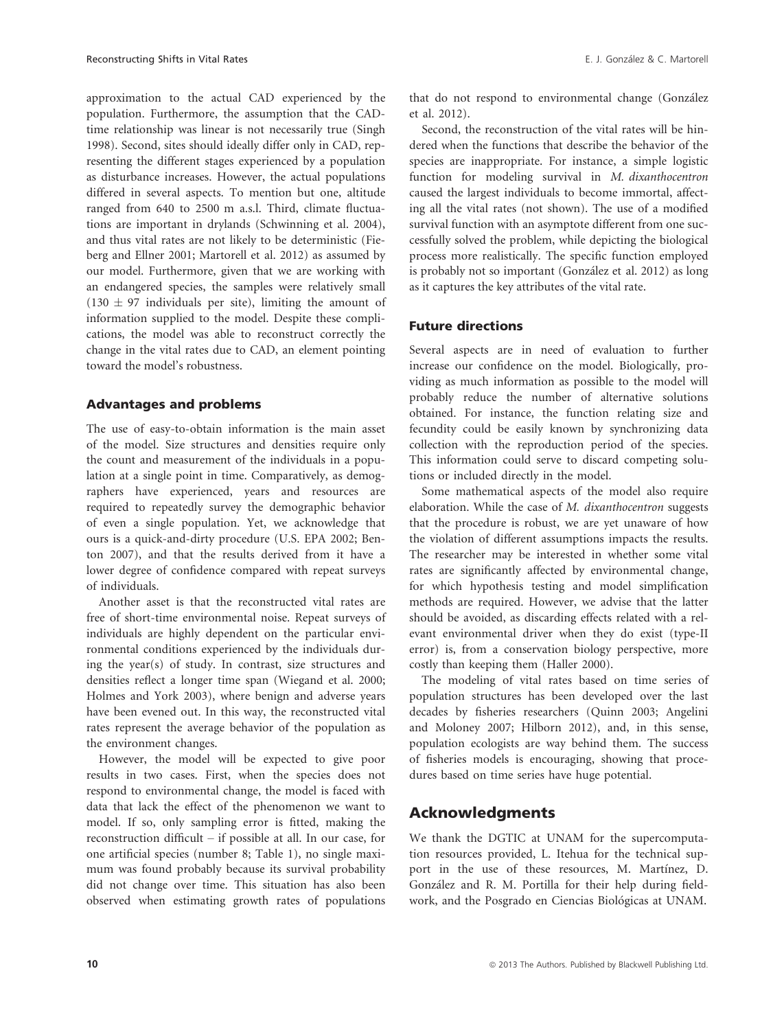approximation to the actual CAD experienced by the population. Furthermore, the assumption that the CAD-time relationship was linear is not necessarily true (Singh 1998). Second, sites should ideally differ only in CAD, representing the different stages experienced by a population as disturbance increases. However, the actual populations differed in several aspects. To mention but one, altitude ranged from 640 to 2500 m a.s.l. Third, climate fluctuations are important in drylands (Schwinning et al. 2004), and thus vital rates are not likely to be deterministic (Fieberg and Ellner 2001; Martorell et al. 2012) as assumed by our model. Furthermore, given that we are working with an endangered species, the samples were relatively small ($130 \pm 97$ individuals per site), limiting the amount of information supplied to the model. Despite these complications, the model was able to reconstruct correctly the change in the vital rates due to CAD, an element pointing toward the model's robustness.

### Advantages and problems

The use of easy-to-obtain information is the main asset of the model. Size structures and densities require only the count and measurement of the individuals in a population at a single point in time. Comparatively, as demographers have experienced, years and resources are required to repeatedly survey the demographic behavior of even a single population. Yet, we acknowledge that ours is a quick-and-dirty procedure (U.S. EPA 2002; Benton 2007), and that the results derived from it have a lower degree of confidence compared with repeat surveys of individuals.

Another asset is that the reconstructed vital rates are free of short-time environmental noise. Repeat surveys of individuals are highly dependent on the particular environmental conditions experienced by the individuals during the year(s) of study. In contrast, size structures and densities reflect a longer time span (Wiegand et al. 2000; Holmes and York 2003), where benign and adverse years have been evened out. In this way, the reconstructed vital rates represent the average behavior of the population as the environment changes.

However, the model will be expected to give poor results in two cases. First, when the species does not respond to environmental change, the model is faced with data that lack the effect of the phenomenon we want to model. If so, only sampling error is fitted, making the reconstruction difficult – if possible at all. In our case, for one artificial species (number 8; Table 1), no single maximum was found probably because its survival probability did not change over time. This situation has also been observed when estimating growth rates of populations that do not respond to environmental change (González et al. 2012).

Second, the reconstruction of the vital rates will be hindered when the functions that describe the behavior of the species are inappropriate. For instance, a simple logistic function for modeling survival in *M. dixanthocentron* caused the largest individuals to become immortal, affecting all the vital rates (not shown). The use of a modified survival function with an asymptote different from one successfully solved the problem, while depicting the biological process more realistically. The specific function employed is probably not so important (González et al. 2012) as long as it captures the key attributes of the vital rate.

### Future directions

Several aspects are in need of evaluation to further increase our confidence on the model. Biologically, providing as much information as possible to the model will probably reduce the number of alternative solutions obtained. For instance, the function relating size and fecundity could be easily known by synchronizing data collection with the reproduction period of the species. This information could serve to discard competing solutions or included directly in the model.

Some mathematical aspects of the model also require elaboration. While the case of *M. dixanthocentron* suggests that the procedure is robust, we are yet unaware of how the violation of different assumptions impacts the results. The researcher may be interested in whether some vital rates are significantly affected by environmental change, for which hypothesis testing and model simplification methods are required. However, we advise that the latter should be avoided, as discarding effects related with a relevant environmental driver when they do exist (type-II error) is, from a conservation biology perspective, more costly than keeping them (Haller 2000).

The modeling of vital rates based on time series of population structures has been developed over the last decades by fisheries researchers (Quinn 2003; Angelini and Moloney 2007; Hilborn 2012), and, in this sense, population ecologists are way behind them. The success of fisheries models is encouraging, showing that procedures based on time series have huge potential.

## Acknowledgments

We thank the DGTIC at UNAM for the supercomputation resources provided, L. Itehua for the technical support in the use of these resources, M. Martínez, D. González and R. M. Portilla for their help during fieldwork, and the Posgrado en Ciencias Biológicas at UNAM.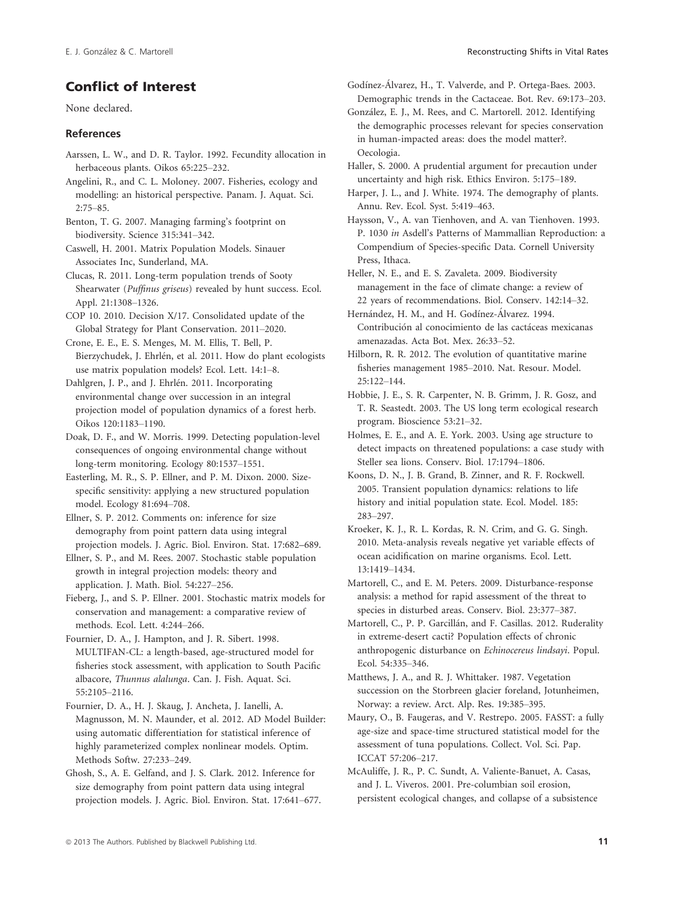## Conflict of Interest

None declared.

### References

Aarssen, L. W., and D. R. Taylor. 1992. Fecundity allocation in herbaceous plants. Oikos 65:225–232.

Angelini, R., and C. L. Moloney. 2007. Fisheries, ecology and modelling: an historical perspective. Panam. J. Aquat. Sci. 2:75–85.

Benton, T. G. 2007. Managing farming's footprint on biodiversity. Science 315:341–342.

Caswell, H. 2001. Matrix Population Models. Sinauer Associates Inc, Sunderland, MA.

Clucas, R. 2011. Long-term population trends of Sooty Shearwater (*Puffinus griseus*) revealed by hunt success. Ecol. Appl. 21:1308–1326.

COP 10. 2010. Decision X/17. Consolidated update of the Global Strategy for Plant Conservation. 2011–2020.

Crone, E. E., E. S. Menges, M. M. Ellis, T. Bell, P. Bierzychudek, J. Ehrlén, et al. 2011. How do plant ecologists use matrix population models? Ecol. Lett. 14:1–8.

Dahlgren, J. P., and J. Ehrlén. 2011. Incorporating environmental change over succession in an integral projection model of population dynamics of a forest herb. Oikos 120:1183–1190.

Doak, D. F., and W. Morris. 1999. Detecting population-level consequences of ongoing environmental change without long-term monitoring. Ecology 80:1537–1551.

Easterling, M. R., S. P. Ellner, and P. M. Dixon. 2000. Size-specific sensitivity: applying a new structured population model. Ecology 81:694–708.

Ellner, S. P. 2012. Comments on: inference for size demography from point pattern data using integral projection models. J. Agric. Biol. Environ. Stat. 17:682–689.

Ellner, S. P., and M. Rees. 2007. Stochastic stable population growth in integral projection models: theory and application. J. Math. Biol. 54:227–256.

Fieberg, J., and S. P. Ellner. 2001. Stochastic matrix models for conservation and management: a comparative review of methods. Ecol. Lett. 4:244–266.

Fournier, D. A., J. Hampton, and J. R. Sibert. 1998. MULTIFAN-CL: a length-based, age-structured model for fisheries stock assessment, with application to South Pacific albacore, *Thunnus alalunga*. Can. J. Fish. Aquat. Sci. 55:2105–2116.

Fournier, D. A., H. J. Skaug, J. Ancheta, J. Ianelli, A. Magnusson, M. N. Maunder, et al. 2012. AD Model Builder: using automatic differentiation for statistical inference of highly parameterized complex nonlinear models. Optim. Methods Softw. 27:233–249.

Ghosh, S., A. E. Gelfand, and J. S. Clark. 2012. Inference for size demography from point pattern data using integral projection models. J. Agric. Biol. Environ. Stat. 17:641–677.

Godínez-Álvarez, H., T. Valverde, and P. Ortega-Baes. 2003. Demographic trends in the Cactaceae. Bot. Rev. 69:173–203.

González, E. J., M. Rees, and C. Martorell. 2012. Identifying the demographic processes relevant for species conservation in human-impacted areas: does the model matter?. Oecologia.

Haller, S. 2000. A prudential argument for precaution under uncertainty and high risk. Ethics Environ. 5:175–189.

Harper, J. L., and J. White. 1974. The demography of plants. Annu. Rev. Ecol. Syst. 5:419–463.

Haysson, V., A. van Tienhoven, and A. van Tienhoven. 1993. P. 1030 *in* Asdell's Patterns of Mammalian Reproduction: a Compendium of Species-specific Data. Cornell University Press, Ithaca.

Heller, N. E., and E. S. Zavaleta. 2009. Biodiversity management in the face of climate change: a review of 22 years of recommendations. Biol. Conserv. 142:14–32.

Hernández, H. M., and H. Godínez-Álvarez. 1994. Contribución al conocimiento de las cactáceas mexicanas amenazadas. Acta Bot. Mex. 26:33–52.

Hilborn, R. R. 2012. The evolution of quantitative marine fisheries management 1985–2010. Nat. Resour. Model. 25:122–144.

Hobbie, J. E., S. R. Carpenter, N. B. Grimm, J. R. Gosz, and T. R. Seastedt. 2003. The US long term ecological research program. Bioscience 53:21–32.

Holmes, E. E., and A. E. York. 2003. Using age structure to detect impacts on threatened populations: a case study with Steller sea lions. Conserv. Biol. 17:1794–1806.

Koons, D. N., J. B. Grand, B. Zinner, and R. F. Rockwell. 2005. Transient population dynamics: relations to life history and initial population state. Ecol. Model. 185: 283–297.

Kroeker, K. J., R. L. Kordas, R. N. Crim, and G. G. Singh. 2010. Meta-analysis reveals negative yet variable effects of ocean acidification on marine organisms. Ecol. Lett. 13:1419–1434.

Martorell, C., and E. M. Peters. 2009. Disturbance-response analysis: a method for rapid assessment of the threat to species in disturbed areas. Conserv. Biol. 23:377–387.

Martorell, C., P. P. Garcillán, and F. Casillas. 2012. Ruderality in extreme-desert cacti? Population effects of chronic anthropogenic disturbance on *Echinocereus lindsayi*. Popul. Ecol. 54:335–346.

Matthews, J. A., and R. J. Whittaker. 1987. Vegetation succession on the Storbreen glacier foreland, Jotunheimen, Norway: a review. Arct. Alp. Res. 19:385–395.

Maury, O., B. Faugeras, and V. Restrepo. 2005. FASST: a fully age-size and space-time structured statistical model for the assessment of tuna populations. Collect. Vol. Sci. Pap. ICCAT 57:206–217.

McAuliffe, J. R., P. C. Sundt, A. Valiente-Banuet, A. Casas, and J. L. Viveros. 2001. Pre-columbian soil erosion, persistent ecological changes, and collapse of a subsistence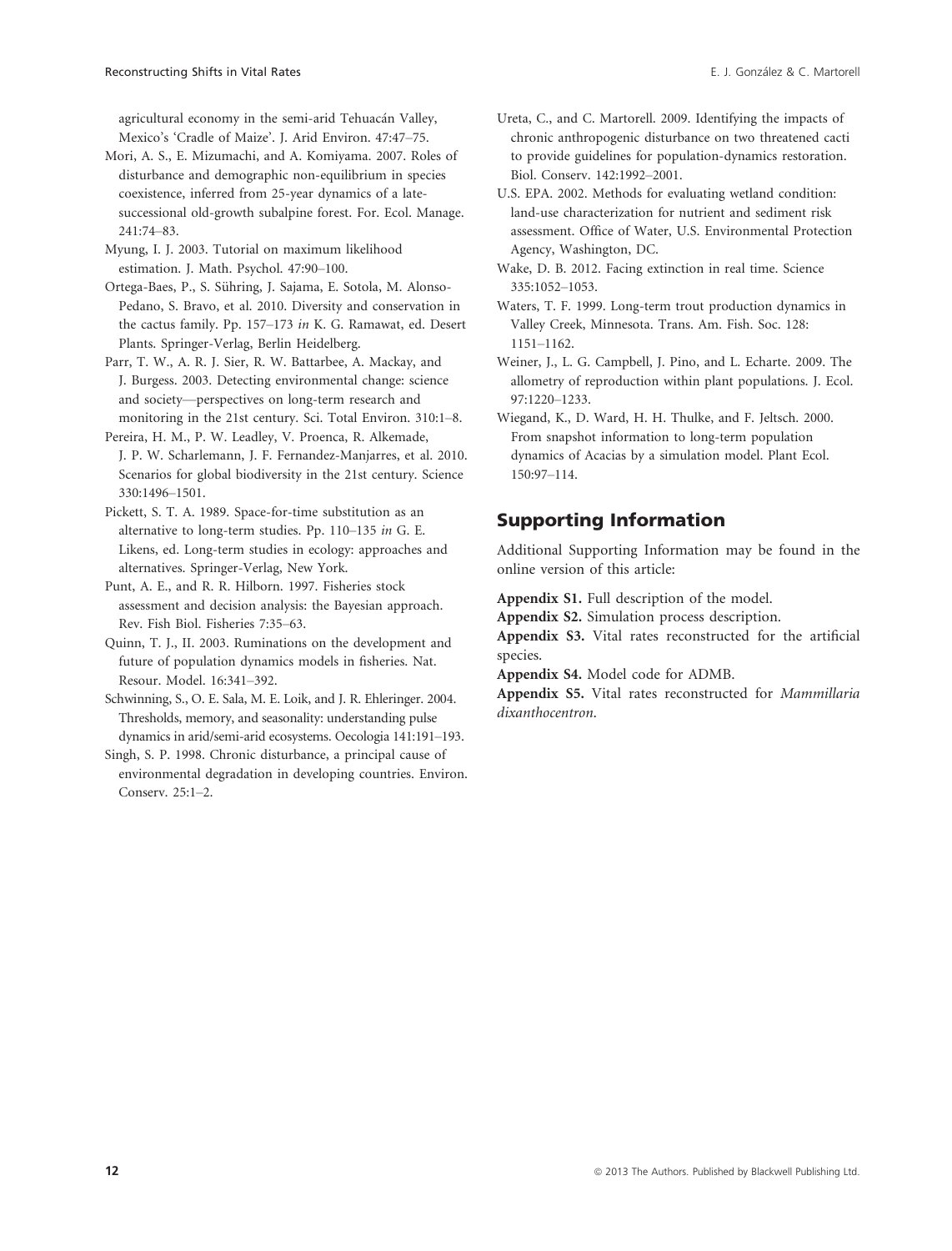agricultural economy in the semi-arid Tehuacán Valley, Mexico's 'Cradle of Maize'. J. Arid Environ. 47:47–75.

Mori, A. S., E. Mizumachi, and A. Komiyama. 2007. Roles of disturbance and demographic non-equilibrium in species coexistence, inferred from 25-year dynamics of a late-successional old-growth subalpine forest. For. Ecol. Manage. 241:74–83.

Myung, I. J. 2003. Tutorial on maximum likelihood estimation. J. Math. Psychol. 47:90–100.

Ortega-Baes, P., S. Sühring, J. Sajama, E. Sotola, M. Alonso-Pedano, S. Bravo, et al. 2010. Diversity and conservation in the cactus family. Pp. 157–173 *in* K. G. Ramawat, ed. Desert Plants. Springer-Verlag, Berlin Heidelberg.

Parr, T. W., A. R. J. Sier, R. W. Battarbee, A. Mackay, and J. Burgess. 2003. Detecting environmental change: science and society—perspectives on long-term research and monitoring in the 21st century. Sci. Total Environ. 310:1–8.

Pereira, H. M., P. W. Leadley, V. Proenca, R. Alkemade, J. P. W. Scharlemann, J. F. Fernandez-Manjarres, et al. 2010. Scenarios for global biodiversity in the 21st century. Science 330:1496–1501.

Pickett, S. T. A. 1989. Space-for-time substitution as an alternative to long-term studies. Pp. 110–135 *in* G. E. Likens, ed. Long-term studies in ecology: approaches and alternatives. Springer-Verlag, New York.

Punt, A. E., and R. R. Hilborn. 1997. Fisheries stock assessment and decision analysis: the Bayesian approach. Rev. Fish Biol. Fisheries 7:35–63.

Quinn, T. J., II. 2003. Ruminations on the development and future of population dynamics models in fisheries. Nat. Resour. Model. 16:341–392.

Schwinning, S., O. E. Sala, M. E. Loik, and J. R. Ehleringer. 2004. Thresholds, memory, and seasonality: understanding pulse dynamics in arid/semi-arid ecosystems. Oecologia 141:191–193.

Singh, S. P. 1998. Chronic disturbance, a principal cause of environmental degradation in developing countries. Environ. Conserv. 25:1–2.

Ureta, C., and C. Martorell. 2009. Identifying the impacts of chronic anthropogenic disturbance on two threatened cacti to provide guidelines for population-dynamics restoration. Biol. Conserv. 142:1992–2001.

U.S. EPA. 2002. Methods for evaluating wetland condition: land-use characterization for nutrient and sediment risk assessment. Office of Water, U.S. Environmental Protection Agency, Washington, DC.

Wake, D. B. 2012. Facing extinction in real time. Science 335:1052–1053.

Waters, T. F. 1999. Long-term trout production dynamics in Valley Creek, Minnesota. Trans. Am. Fish. Soc. 128: 1151–1162.

Weiner, J., L. G. Campbell, J. Pino, and L. Echarte. 2009. The allometry of reproduction within plant populations. J. Ecol. 97:1220–1233.

Wiegand, K., D. Ward, H. H. Thulke, and F. Jeltsch. 2000. From snapshot information to long-term population dynamics of Acacias by a simulation model. Plant Ecol. 150:97–114.

## Supporting Information

Additional Supporting Information may be found in the online version of this article:

**Appendix S1.** Full description of the model.

**Appendix S2.** Simulation process description.

**Appendix S3.** Vital rates reconstructed for the artificial species.

**Appendix S4.** Model code for ADMB.

**Appendix S5.** Vital rates reconstructed for *Mammillaria dixanthocentron*.